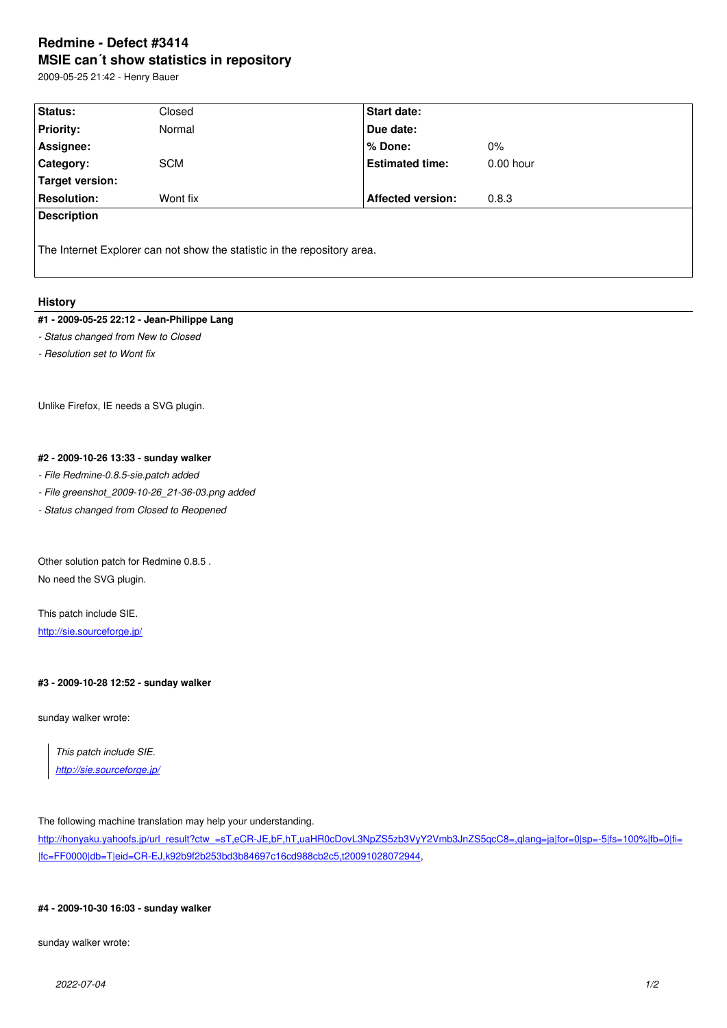# Redmine - Defect #3414

## MSIE can´t show statistics in repository

2009-05-25 21:42 - Henry Bauer

| Status: | Closed | Start date: | |
|---|---|---|---|
| Priority: | Normal | Due date: | |
| Assignee: | | % Done: | 0% |
| Category: | SCM | Estimated time: | 0.00 hour |
| Target version: | | | |
| Resolution: | Wont fix | Affected version: | 0.8.3 |

**Description**

The Internet Explorer can not show the statistic in the repository area.

### History

#### #1 - 2009-05-25 22:12 - Jean-Philippe Lang

*- Status changed from New to Closed*

*- Resolution set to Wont fix*

Unlike Firefox, IE needs a SVG plugin.

#### #2 - 2009-10-26 13:33 - sunday walker

*- File Redmine-0.8.5-sie.patch added*

*- File greenshot_2009-10-26_21-36-03.png added*

*- Status changed from Closed to Reopened*

Other solution patch for Redmine 0.8.5 .
No need the SVG plugin.

This patch include SIE.
http://sie.sourceforge.jp/

#### #3 - 2009-10-28 12:52 - sunday walker

sunday walker wrote:

> *This patch include SIE.*
> *http://sie.sourceforge.jp/*

The following machine translation may help your understanding.
http://honyaku.yahoofs.jp/url_result?ctw_=sT,eCR-JE,bF,hT,uaHR0cDovL3NpZS5zb3VyY2Vmb3JnZS5qcC8=,qlang=ja|for=0|sp=-5|fs=100%|fb=0|fi=|fc=FF0000|db=T|eid=CR-EJ,k92b9f2b253bd3b84697c16cd988cb2c5,t20091028072944,

#### #4 - 2009-10-30 16:03 - sunday walker

sunday walker wrote: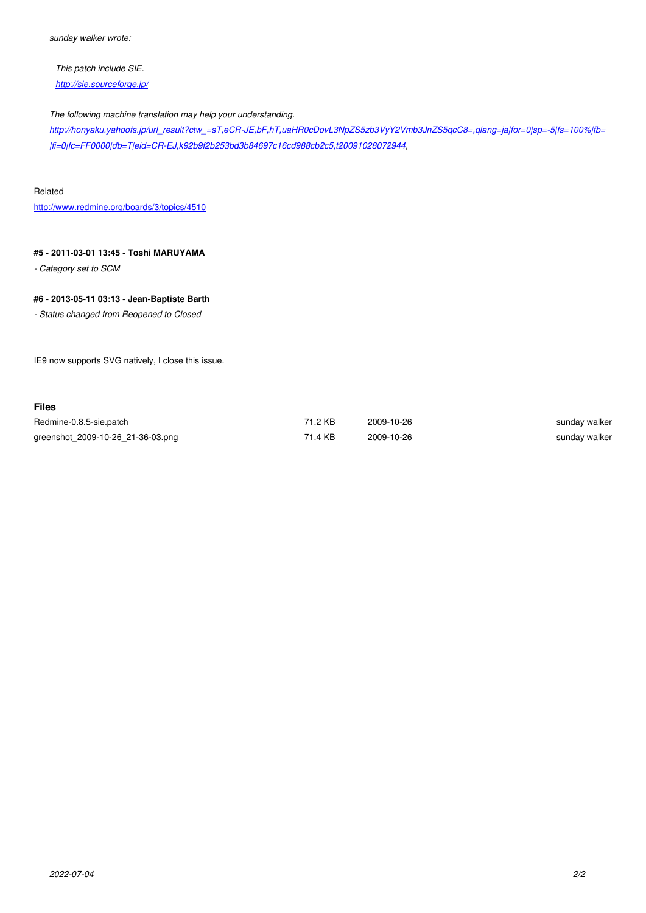> *sunday walker wrote:*
>
> > *This patch include SIE.*
> > *http://sie.sourceforge.jp/*
>
> *The following machine translation may help your understanding.*
> *http://honyaku.yahoofs.jp/url_result?ctw_=sT,eCR-JE,bF,hT,uaHR0cDovL3NpZS5zb3VyY2Vmb3JnZS5qcC8=,qlang=ja|for=0|sp=-5|fs=100%|fb=|fi=0|fc=FF0000|db=T|eid=CR-EJ,k92b9f2b253bd3b84697c16cd988cb2c5,t20091028072944,*

Related
http://www.redmine.org/boards/3/topics/4510

#### #5 - 2011-03-01 13:45 - Toshi MARUYAMA

*- Category set to SCM*

#### #6 - 2013-05-11 03:13 - Jean-Baptiste Barth

*- Status changed from Reopened to Closed*

IE9 now supports SVG natively, I close this issue.

### Files

| | | | |
|---|---|---|---|
| Redmine-0.8.5-sie.patch | 71.2 KB | 2009-10-26 | sunday walker |
| greenshot_2009-10-26_21-36-03.png | 71.4 KB | 2009-10-26 | sunday walker |